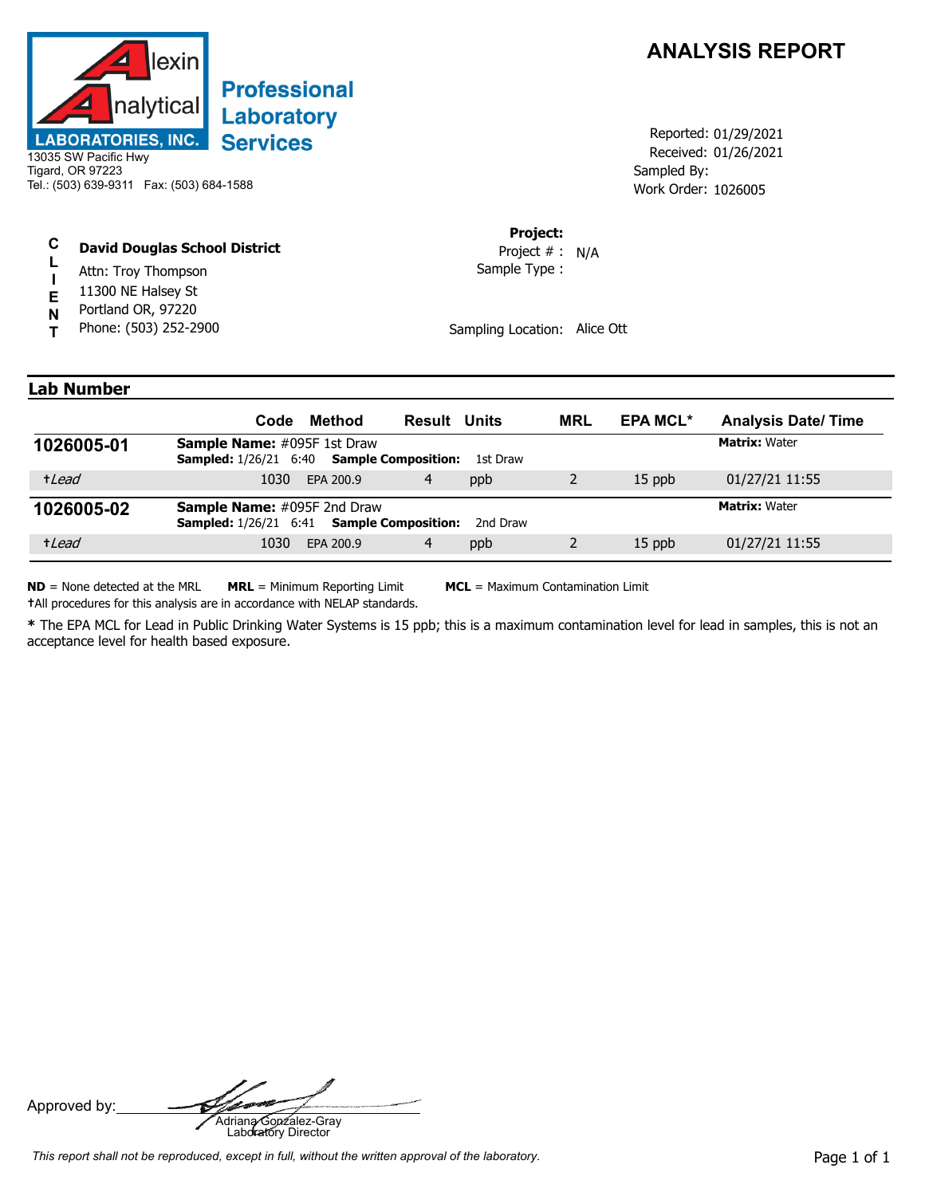**Alexin Analytical LABORATORIES, INC.**
**Professional Laboratory Services**

13035 SW Pacific Hwy
Tigard, OR 97223
Tel.: (503) 639-9311 Fax: (503) 684-1588

# ANALYSIS REPORT

Reported: 01/29/2021
Received: 01/26/2021
Sampled By:
Work Order: 1026005

**CLIENT**

**David Douglas School District**
Attn: Troy Thompson
11300 NE Halsey St
Portland OR, 97220
Phone: (503) 252-2900

**Project:**
Project # : N/A
Sample Type :

Sampling Location: Alice Ott

## Lab Number

| | Code | Method | Result | Units | MRL | EPA MCL* | Analysis Date/ Time |
|---|---|---|---|---|---|---|---|
| **1026005-01** | **Sample Name:** #095F 1st Draw<br>**Sampled:** 1/26/21 6:40 **Sample Composition:** 1st Draw | | | | | | **Matrix:** Water |
| †*Lead* | 1030 | EPA 200.9 | 4 | ppb | 2 | 15 ppb | 01/27/21 11:55 |
| **1026005-02** | **Sample Name:** #095F 2nd Draw<br>**Sampled:** 1/26/21 6:41 **Sample Composition:** 2nd Draw | | | | | | **Matrix:** Water |
| †*Lead* | 1030 | EPA 200.9 | 4 | ppb | 2 | 15 ppb | 01/27/21 11:55 |

**ND** = None detected at the MRL **MRL** = Minimum Reporting Limit **MCL** = Maximum Contamination Limit
†All procedures for this analysis are in accordance with NELAP standards.

**\*** The EPA MCL for Lead in Public Drinking Water Systems is 15 ppb; this is a maximum contamination level for lead in samples, this is not an acceptance level for health based exposure.

Approved by: Adriana Gonzalez-Gray
Laboratory Director

*This report shall not be reproduced, except in full, without the written approval of the laboratory.*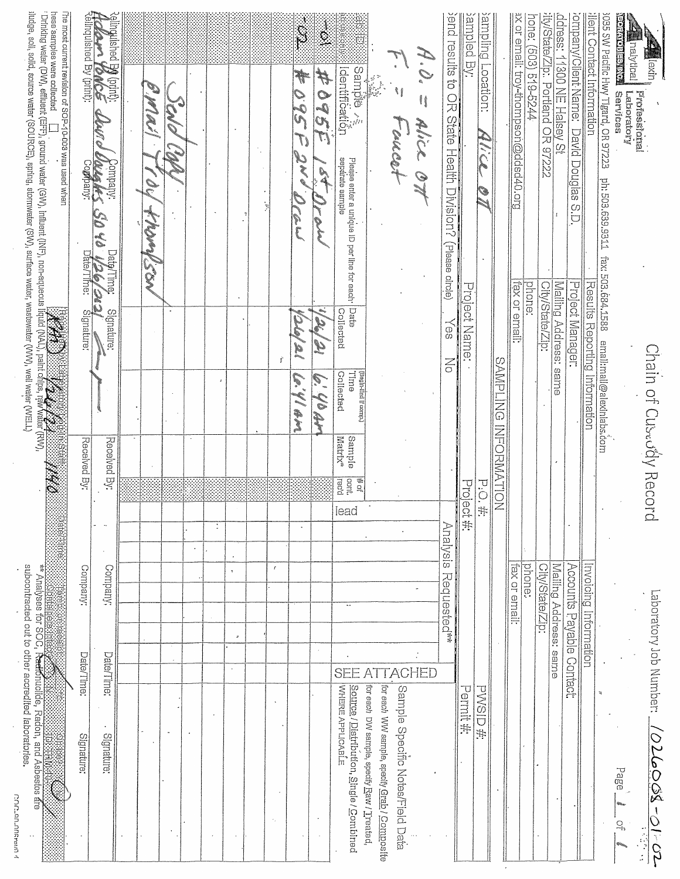# Chain of Custody Record

Laboratory Job Number: 1026008-01-02

Page 1 of 1

Alexin Analytical Laboratories Inc. — Professional Laboratory Services

13035 SW Pacific Hwy Tigard, OR 97223 ph: 503.639.9311 fax: 503.684.1588 email: mail@alexinlabs.com

| Client Contact Information | Results Reporting Information | Invoicing Information |
|---|---|---|
| Company/Client Name: David Douglas S.D. | Project Manager: | Accounts Payable Contact: |
| Address: 11300 NE Halsey St | Mailing Address: same | Mailing Address: same |
| City/State/Zip: Portland OR 97222 | City/State/Zip: | City/State/Zip: |
| Phone: (503) 519-5244 | phone: | phone: |
| Fax or email: troy-thompson@ddsd40.org | fax or email: | fax or email: |

## SAMPLING INFORMATION

Sampling Location: Alice Ott — P.O. #: — PWSID #:

Sampled By: — Project Name: — Project #: — Permit #:

Send results to OR State Health Division? (Please circle) Yes No

Analysis Requested**

A.O. = Alice Ott
F. = Faucet

| Lab ID (lab use only) | Sample Identification (Please enter a unique ID per line for each separate sample) | Date Collected | Time Collected (Begin-End if comp.) | Sample Matrix* | # of cont. rec'd | lead | | | | | | | | | Sample Specific Notes/Field Data (for each WW sample, specify Grab / Composite; for each DW sample, specify Raw / Treated, Source / Distribution, Single / Combined WHERE APPLICABLE) |
|---|---|---|---|---|---|---|---|---|---|---|---|---|---|---|---|
| -01 | #095F 1st Draw | 1/26/21 | 6:40AM | | | | | | | | | | | | SEE ATTACHED |
| -02 | #095F 2nd Draw | 1/26/21 | 6:41AM | | | | | | | | | | | | |
| | Send copy | | | | | | | | | | | | | | |
| | email Troy Thompson | | | | | | | | | | | | | | |

| Relinquished By (print): | Company: | Date/Time: | Signature: | Received By: | Company: | Date/Time: | Signature: |
|---|---|---|---|---|---|---|---|
| Adam Ponce | David Douglas SD 40 | 1/26/2021 | | | | | |
| Relinquished By (print): | Company: | Date/Time: | Signature: | Received By: | Company: | Date/Time: | Signature: |

Received by Laboratory (print & sign): KMD 1/26/21 1140 — Temp. on receipt: 5 — Containers intact: — Other: — Initial: —

The most current revision of SOP-10-003 was used when these samples were collected ☐

* Drinking water (DW), effluent (EFF), ground water (GW), influent (INF), non-aqueous liquid (NAL), paint chips, raw water (RW), sludge, soil, solid, source water (SOURCE), spring, stormwater (SW), surface water, wastewater (WW), well water (WELL)

** Analyses for SOC, Radionuclide, Radon, and Asbestos are subcontracted out to other accredited laboratories.